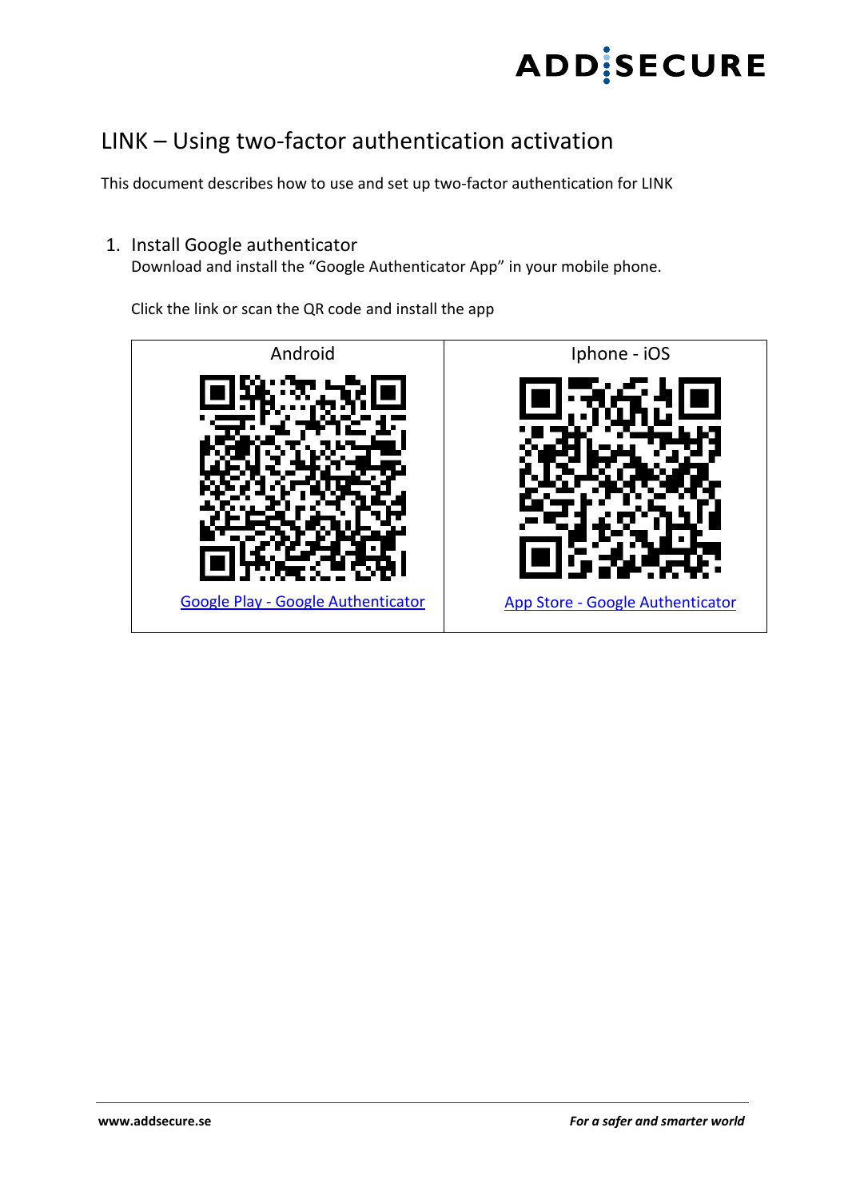# LINK – Using two-factor authentication activation

This document describes how to use and set up two-factor authentication for LINK

1. Install Google authenticator
   Download and install the "Google Authenticator App" in your mobile phone.

   Click the link or scan the QR code and install the app

| Android | Iphone - iOS |
| --- | --- |
| Google Play - Google Authenticator | App Store - Google Authenticator |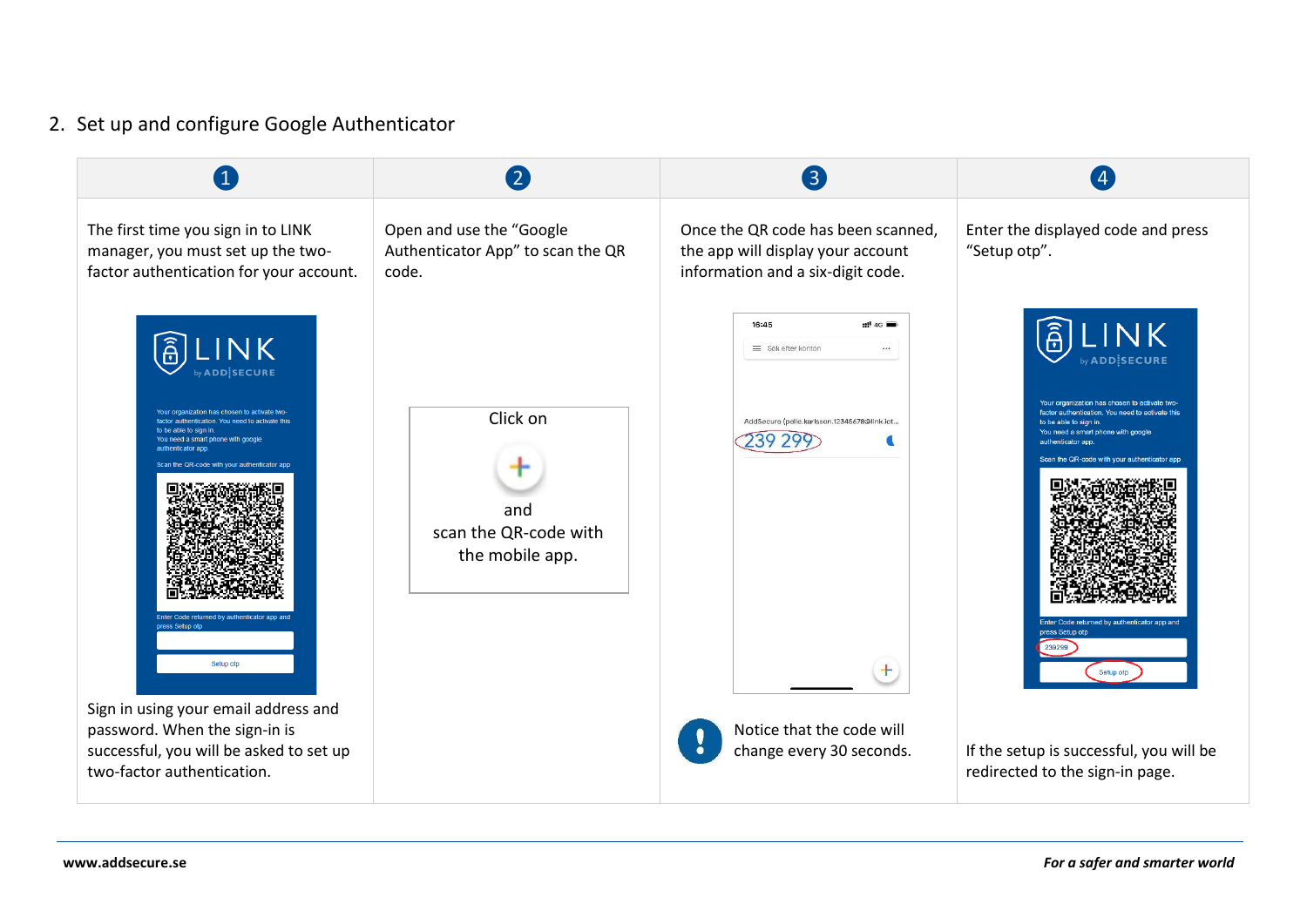## 2. Set up and configure Google Authenticator

| 1 | 2 | 3 | 4 |
|---|---|---|---|
| The first time you sign in to LINK manager, you must set up the two-factor authentication for your account. | Open and use the "Google Authenticator App" to scan the QR code. | Once the QR code has been scanned, the app will display your account information and a six-digit code. | Enter the displayed code and press "Setup otp". |
| Sign in using your email address and password. When the sign-in is successful, you will be asked to set up two-factor authentication. | Click on + and scan the QR-code with the mobile app. | Notice that the code will change every 30 seconds. | If the setup is successful, you will be redirected to the sign-in page. |

**www.addsecure.se**

***For a safer and smarter world***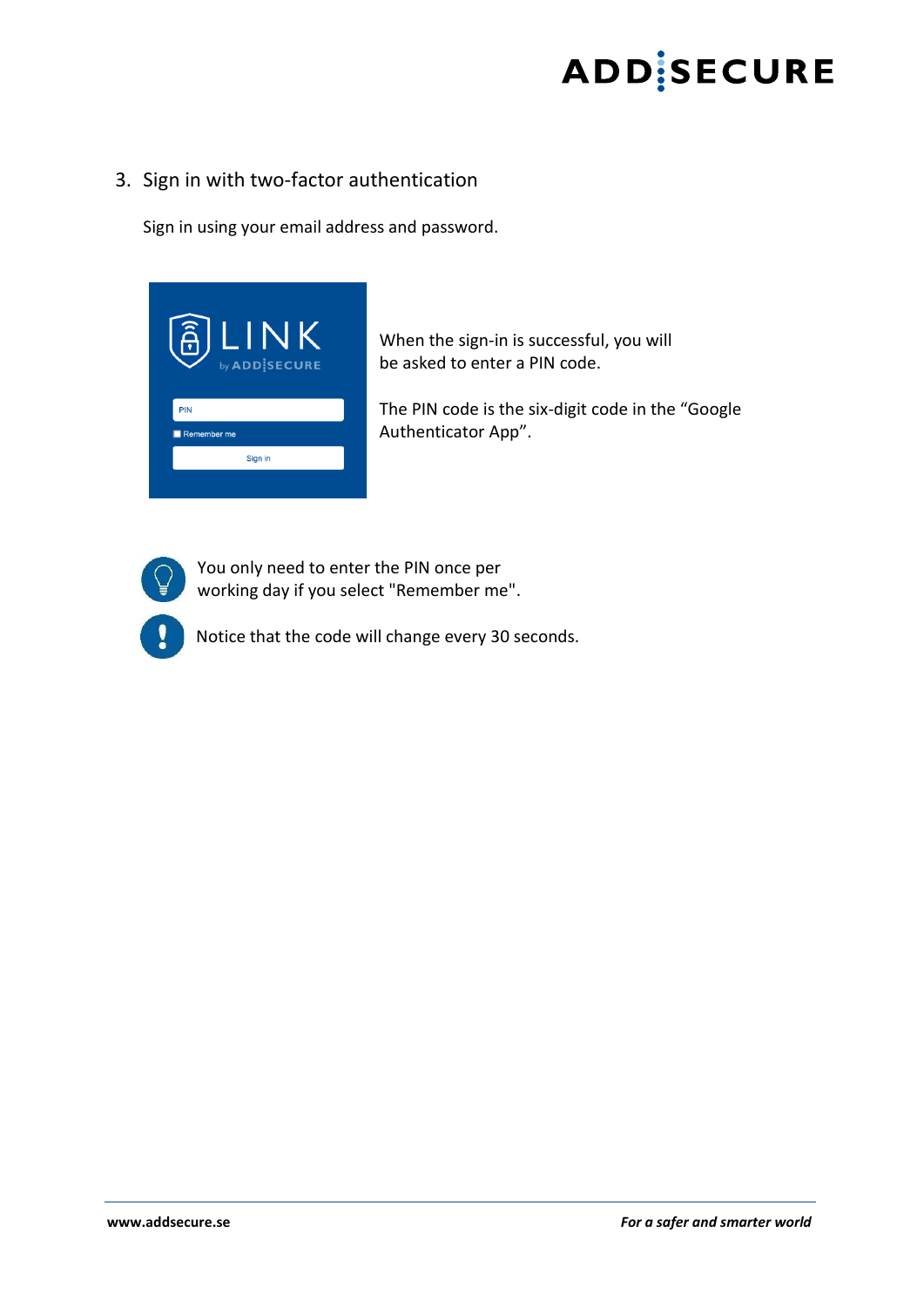3. Sign in with two-factor authentication

Sign in using your email address and password.

When the sign-in is successful, you will be asked to enter a PIN code.

The PIN code is the six-digit code in the "Google Authenticator App".

You only need to enter the PIN once per working day if you select "Remember me".

Notice that the code will change every 30 seconds.